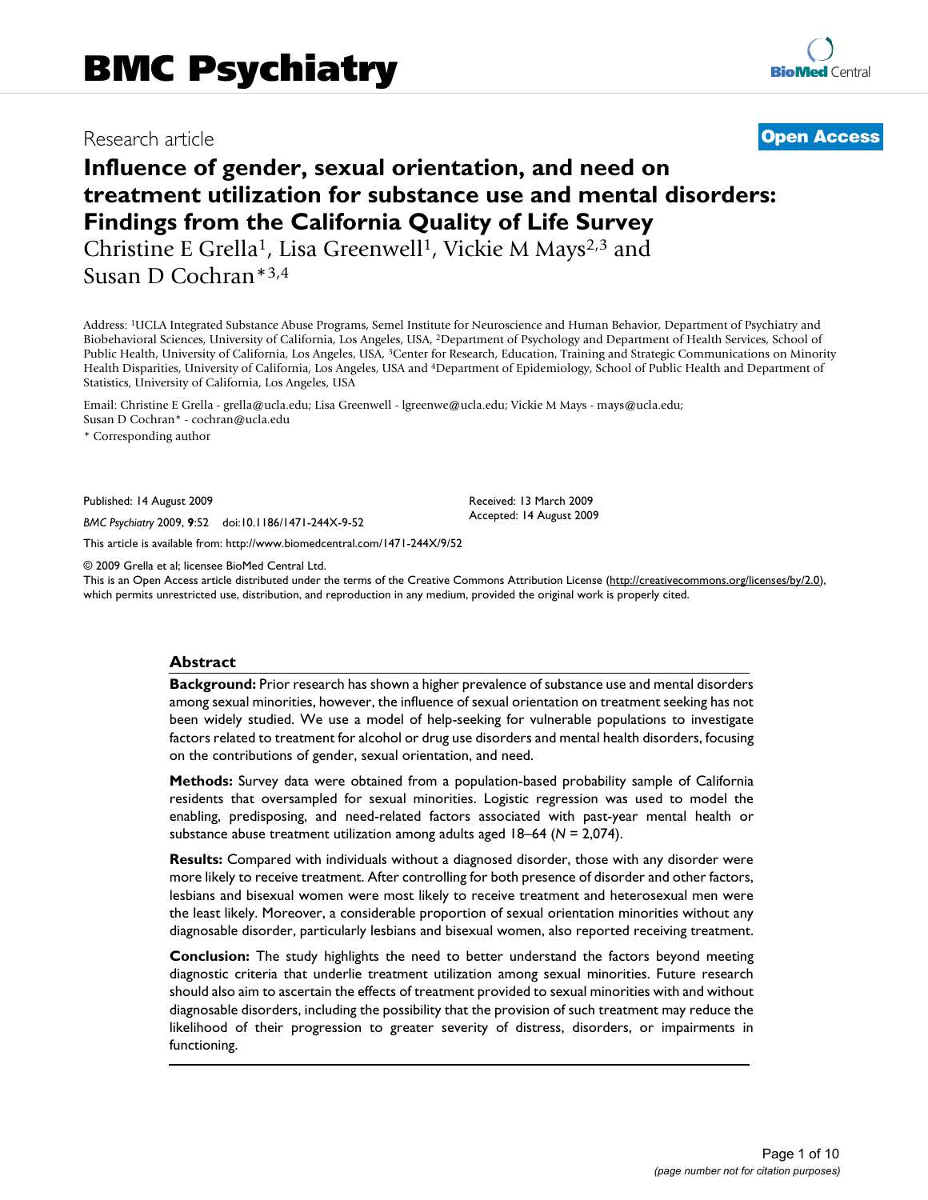BMC Psychiatry

Research article

**Open Access**

# Influence of gender, sexual orientation, and need on treatment utilization for substance use and mental disorders: Findings from the California Quality of Life Survey

Christine E Grella[1], Lisa Greenwell[1], Vickie M Mays[2,3] and Susan D Cochran*[3,4]

Address: [1]UCLA Integrated Substance Abuse Programs, Semel Institute for Neuroscience and Human Behavior, Department of Psychiatry and Biobehavioral Sciences, University of California, Los Angeles, USA, [2]Department of Psychology and Department of Health Services, School of Public Health, University of California, Los Angeles, USA, [3]Center for Research, Education, Training and Strategic Communications on Minority Health Disparities, University of California, Los Angeles, USA and [4]Department of Epidemiology, School of Public Health and Department of Statistics, University of California, Los Angeles, USA

Email: Christine E Grella - grella@ucla.edu; Lisa Greenwell - lgreenwe@ucla.edu; Vickie M Mays - mays@ucla.edu; Susan D Cochran* - cochran@ucla.edu

\* Corresponding author

Published: 14 August 2009

*BMC Psychiatry* 2009, **9**:52 doi:10.1186/1471-244X-9-52

Received: 13 March 2009
Accepted: 14 August 2009

This article is available from: http://www.biomedcentral.com/1471-244X/9/52

© 2009 Grella et al; licensee BioMed Central Ltd.
This is an Open Access article distributed under the terms of the Creative Commons Attribution License (http://creativecommons.org/licenses/by/2.0), which permits unrestricted use, distribution, and reproduction in any medium, provided the original work is properly cited.

## Abstract

**Background:** Prior research has shown a higher prevalence of substance use and mental disorders among sexual minorities, however, the influence of sexual orientation on treatment seeking has not been widely studied. We use a model of help-seeking for vulnerable populations to investigate factors related to treatment for alcohol or drug use disorders and mental health disorders, focusing on the contributions of gender, sexual orientation, and need.

**Methods:** Survey data were obtained from a population-based probability sample of California residents that oversampled for sexual minorities. Logistic regression was used to model the enabling, predisposing, and need-related factors associated with past-year mental health or substance abuse treatment utilization among adults aged 18–64 (*N* = 2,074).

**Results:** Compared with individuals without a diagnosed disorder, those with any disorder were more likely to receive treatment. After controlling for both presence of disorder and other factors, lesbians and bisexual women were most likely to receive treatment and heterosexual men were the least likely. Moreover, a considerable proportion of sexual orientation minorities without any diagnosable disorder, particularly lesbians and bisexual women, also reported receiving treatment.

**Conclusion:** The study highlights the need to better understand the factors beyond meeting diagnostic criteria that underlie treatment utilization among sexual minorities. Future research should also aim to ascertain the effects of treatment provided to sexual minorities with and without diagnosable disorders, including the possibility that the provision of such treatment may reduce the likelihood of their progression to greater severity of distress, disorders, or impairments in functioning.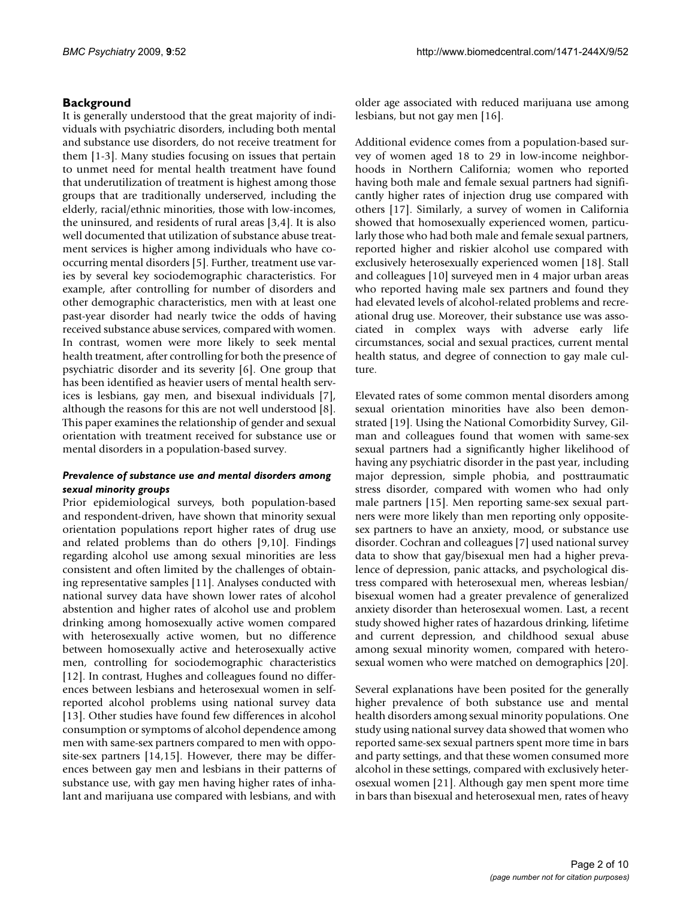## Background

It is generally understood that the great majority of individuals with psychiatric disorders, including both mental and substance use disorders, do not receive treatment for them [1-3]. Many studies focusing on issues that pertain to unmet need for mental health treatment have found that underutilization of treatment is highest among those groups that are traditionally underserved, including the elderly, racial/ethnic minorities, those with low-incomes, the uninsured, and residents of rural areas [3,4]. It is also well documented that utilization of substance abuse treatment services is higher among individuals who have co-occurring mental disorders [5]. Further, treatment use varies by several key sociodemographic characteristics. For example, after controlling for number of disorders and other demographic characteristics, men with at least one past-year disorder had nearly twice the odds of having received substance abuse services, compared with women. In contrast, women were more likely to seek mental health treatment, after controlling for both the presence of psychiatric disorder and its severity [6]. One group that has been identified as heavier users of mental health services is lesbians, gay men, and bisexual individuals [7], although the reasons for this are not well understood [8]. This paper examines the relationship of gender and sexual orientation with treatment received for substance use or mental disorders in a population-based survey.

### *Prevalence of substance use and mental disorders among sexual minority groups*

Prior epidemiological surveys, both population-based and respondent-driven, have shown that minority sexual orientation populations report higher rates of drug use and related problems than do others [9,10]. Findings regarding alcohol use among sexual minorities are less consistent and often limited by the challenges of obtaining representative samples [11]. Analyses conducted with national survey data have shown lower rates of alcohol abstention and higher rates of alcohol use and problem drinking among homosexually active women compared with heterosexually active women, but no difference between homosexually active and heterosexually active men, controlling for sociodemographic characteristics [12]. In contrast, Hughes and colleagues found no differences between lesbians and heterosexual women in self-reported alcohol problems using national survey data [13]. Other studies have found few differences in alcohol consumption or symptoms of alcohol dependence among men with same-sex partners compared to men with opposite-sex partners [14,15]. However, there may be differences between gay men and lesbians in their patterns of substance use, with gay men having higher rates of inhalant and marijuana use compared with lesbians, and with older age associated with reduced marijuana use among lesbians, but not gay men [16].

Additional evidence comes from a population-based survey of women aged 18 to 29 in low-income neighborhoods in Northern California; women who reported having both male and female sexual partners had significantly higher rates of injection drug use compared with others [17]. Similarly, a survey of women in California showed that homosexually experienced women, particularly those who had both male and female sexual partners, reported higher and riskier alcohol use compared with exclusively heterosexually experienced women [18]. Stall and colleagues [10] surveyed men in 4 major urban areas who reported having male sex partners and found they had elevated levels of alcohol-related problems and recreational drug use. Moreover, their substance use was associated in complex ways with adverse early life circumstances, social and sexual practices, current mental health status, and degree of connection to gay male culture.

Elevated rates of some common mental disorders among sexual orientation minorities have also been demonstrated [19]. Using the National Comorbidity Survey, Gilman and colleagues found that women with same-sex sexual partners had a significantly higher likelihood of having any psychiatric disorder in the past year, including major depression, simple phobia, and posttraumatic stress disorder, compared with women who had only male partners [15]. Men reporting same-sex sexual partners were more likely than men reporting only opposite-sex partners to have an anxiety, mood, or substance use disorder. Cochran and colleagues [7] used national survey data to show that gay/bisexual men had a higher prevalence of depression, panic attacks, and psychological distress compared with heterosexual men, whereas lesbian/bisexual women had a greater prevalence of generalized anxiety disorder than heterosexual women. Last, a recent study showed higher rates of hazardous drinking, lifetime and current depression, and childhood sexual abuse among sexual minority women, compared with heterosexual women who were matched on demographics [20].

Several explanations have been posited for the generally higher prevalence of both substance use and mental health disorders among sexual minority populations. One study using national survey data showed that women who reported same-sex sexual partners spent more time in bars and party settings, and that these women consumed more alcohol in these settings, compared with exclusively heterosexual women [21]. Although gay men spent more time in bars than bisexual and heterosexual men, rates of heavy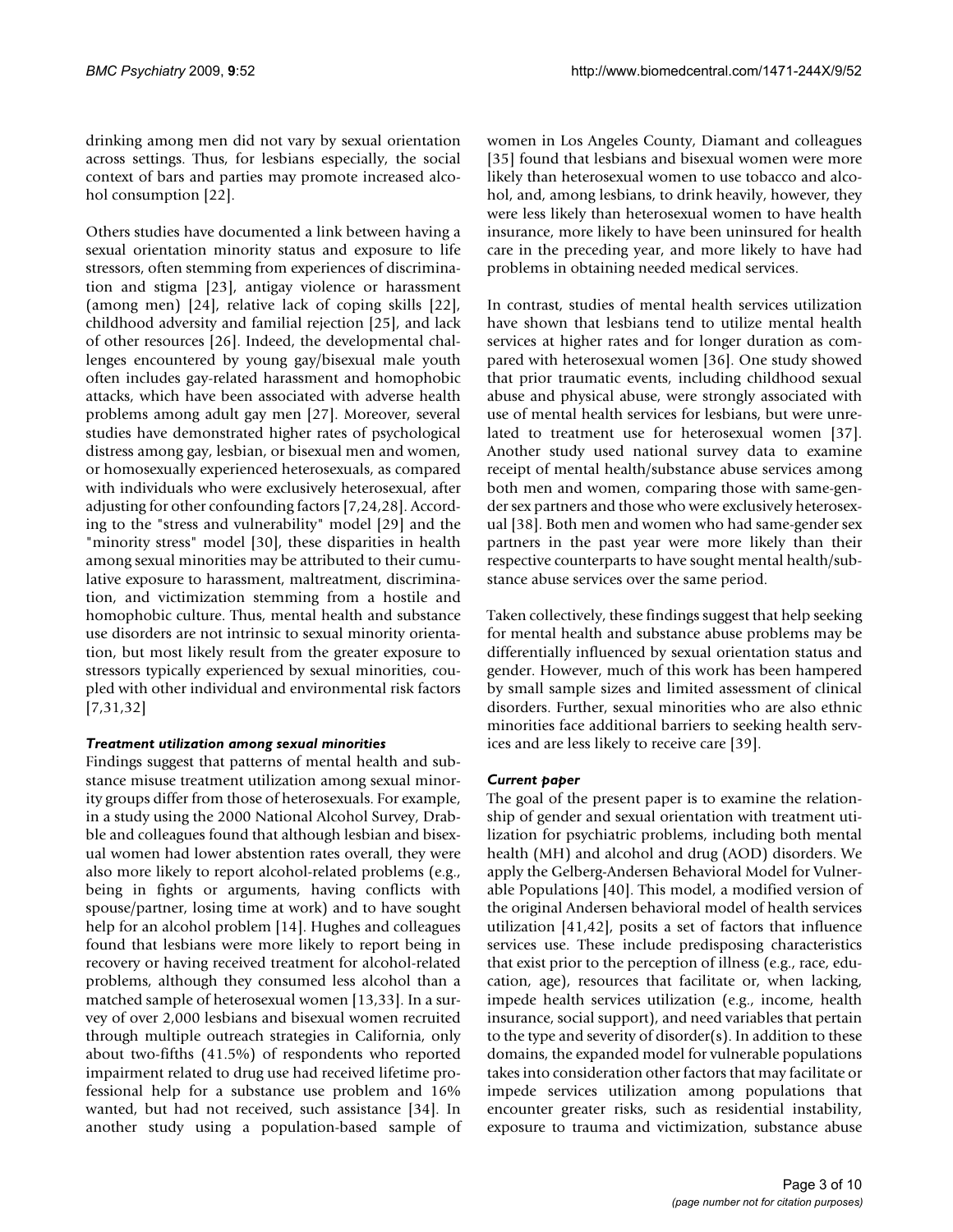drinking among men did not vary by sexual orientation across settings. Thus, for lesbians especially, the social context of bars and parties may promote increased alcohol consumption [22].

Others studies have documented a link between having a sexual orientation minority status and exposure to life stressors, often stemming from experiences of discrimination and stigma [23], antigay violence or harassment (among men) [24], relative lack of coping skills [22], childhood adversity and familial rejection [25], and lack of other resources [26]. Indeed, the developmental challenges encountered by young gay/bisexual male youth often includes gay-related harassment and homophobic attacks, which have been associated with adverse health problems among adult gay men [27]. Moreover, several studies have demonstrated higher rates of psychological distress among gay, lesbian, or bisexual men and women, or homosexually experienced heterosexuals, as compared with individuals who were exclusively heterosexual, after adjusting for other confounding factors [7,24,28]. According to the "stress and vulnerability" model [29] and the "minority stress" model [30], these disparities in health among sexual minorities may be attributed to their cumulative exposure to harassment, maltreatment, discrimination, and victimization stemming from a hostile and homophobic culture. Thus, mental health and substance use disorders are not intrinsic to sexual minority orientation, but most likely result from the greater exposure to stressors typically experienced by sexual minorities, coupled with other individual and environmental risk factors [7,31,32]

### *Treatment utilization among sexual minorities*

Findings suggest that patterns of mental health and substance misuse treatment utilization among sexual minority groups differ from those of heterosexuals. For example, in a study using the 2000 National Alcohol Survey, Drabble and colleagues found that although lesbian and bisexual women had lower abstention rates overall, they were also more likely to report alcohol-related problems (e.g., being in fights or arguments, having conflicts with spouse/partner, losing time at work) and to have sought help for an alcohol problem [14]. Hughes and colleagues found that lesbians were more likely to report being in recovery or having received treatment for alcohol-related problems, although they consumed less alcohol than a matched sample of heterosexual women [13,33]. In a survey of over 2,000 lesbians and bisexual women recruited through multiple outreach strategies in California, only about two-fifths (41.5%) of respondents who reported impairment related to drug use had received lifetime professional help for a substance use problem and 16% wanted, but had not received, such assistance [34]. In another study using a population-based sample of women in Los Angeles County, Diamant and colleagues [35] found that lesbians and bisexual women were more likely than heterosexual women to use tobacco and alcohol, and, among lesbians, to drink heavily, however, they were less likely than heterosexual women to have health insurance, more likely to have been uninsured for health care in the preceding year, and more likely to have had problems in obtaining needed medical services.

In contrast, studies of mental health services utilization have shown that lesbians tend to utilize mental health services at higher rates and for longer duration as compared with heterosexual women [36]. One study showed that prior traumatic events, including childhood sexual abuse and physical abuse, were strongly associated with use of mental health services for lesbians, but were unrelated to treatment use for heterosexual women [37]. Another study used national survey data to examine receipt of mental health/substance abuse services among both men and women, comparing those with same-gender sex partners and those who were exclusively heterosexual [38]. Both men and women who had same-gender sex partners in the past year were more likely than their respective counterparts to have sought mental health/substance abuse services over the same period.

Taken collectively, these findings suggest that help seeking for mental health and substance abuse problems may be differentially influenced by sexual orientation status and gender. However, much of this work has been hampered by small sample sizes and limited assessment of clinical disorders. Further, sexual minorities who are also ethnic minorities face additional barriers to seeking health services and are less likely to receive care [39].

### *Current paper*

The goal of the present paper is to examine the relationship of gender and sexual orientation with treatment utilization for psychiatric problems, including both mental health (MH) and alcohol and drug (AOD) disorders. We apply the Gelberg-Andersen Behavioral Model for Vulnerable Populations [40]. This model, a modified version of the original Andersen behavioral model of health services utilization [41,42], posits a set of factors that influence services use. These include predisposing characteristics that exist prior to the perception of illness (e.g., race, education, age), resources that facilitate or, when lacking, impede health services utilization (e.g., income, health insurance, social support), and need variables that pertain to the type and severity of disorder(s). In addition to these domains, the expanded model for vulnerable populations takes into consideration other factors that may facilitate or impede services utilization among populations that encounter greater risks, such as residential instability, exposure to trauma and victimization, substance abuse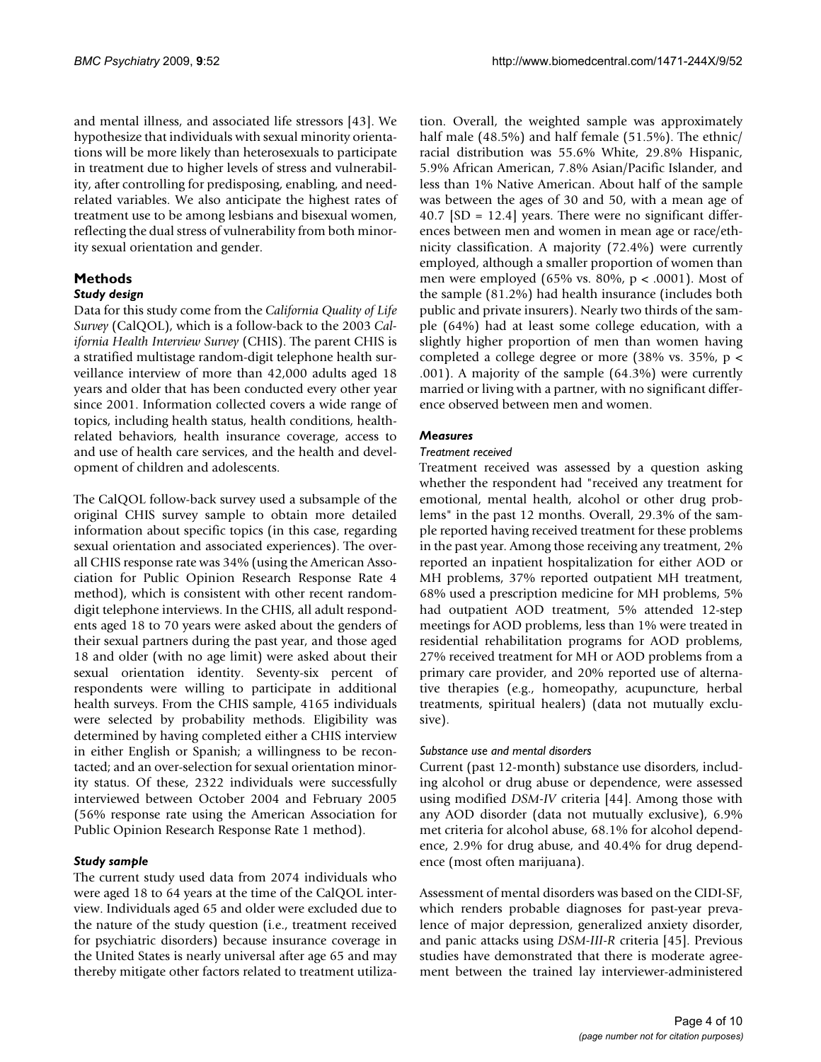and mental illness, and associated life stressors [43]. We hypothesize that individuals with sexual minority orientations will be more likely than heterosexuals to participate in treatment due to higher levels of stress and vulnerability, after controlling for predisposing, enabling, and need-related variables. We also anticipate the highest rates of treatment use to be among lesbians and bisexual women, reflecting the dual stress of vulnerability from both minority sexual orientation and gender.

## Methods

### Study design

Data for this study come from the *California Quality of Life Survey* (CalQOL), which is a follow-back to the 2003 *California Health Interview Survey* (CHIS). The parent CHIS is a stratified multistage random-digit telephone health surveillance interview of more than 42,000 adults aged 18 years and older that has been conducted every other year since 2001. Information collected covers a wide range of topics, including health status, health conditions, health-related behaviors, health insurance coverage, access to and use of health care services, and the health and development of children and adolescents.

The CalQOL follow-back survey used a subsample of the original CHIS survey sample to obtain more detailed information about specific topics (in this case, regarding sexual orientation and associated experiences). The overall CHIS response rate was 34% (using the American Association for Public Opinion Research Response Rate 4 method), which is consistent with other recent random-digit telephone interviews. In the CHIS, all adult respondents aged 18 to 70 years were asked about the genders of their sexual partners during the past year, and those aged 18 and older (with no age limit) were asked about their sexual orientation identity. Seventy-six percent of respondents were willing to participate in additional health surveys. From the CHIS sample, 4165 individuals were selected by probability methods. Eligibility was determined by having completed either a CHIS interview in either English or Spanish; a willingness to be recontacted; and an over-selection for sexual orientation minority status. Of these, 2322 individuals were successfully interviewed between October 2004 and February 2005 (56% response rate using the American Association for Public Opinion Research Response Rate 1 method).

### Study sample

The current study used data from 2074 individuals who were aged 18 to 64 years at the time of the CalQOL interview. Individuals aged 65 and older were excluded due to the nature of the study question (i.e., treatment received for psychiatric disorders) because insurance coverage in the United States is nearly universal after age 65 and may thereby mitigate other factors related to treatment utilization. Overall, the weighted sample was approximately half male (48.5%) and half female (51.5%). The ethnic/racial distribution was 55.6% White, 29.8% Hispanic, 5.9% African American, 7.8% Asian/Pacific Islander, and less than 1% Native American. About half of the sample was between the ages of 30 and 50, with a mean age of 40.7 [SD = 12.4] years. There were no significant differences between men and women in mean age or race/ethnicity classification. A majority (72.4%) were currently employed, although a smaller proportion of women than men were employed (65% vs. 80%, $p < .0001$). Most of the sample (81.2%) had health insurance (includes both public and private insurers). Nearly two thirds of the sample (64%) had at least some college education, with a slightly higher proportion of men than women having completed a college degree or more (38% vs. 35%, $p < .001$). A majority of the sample (64.3%) were currently married or living with a partner, with no significant difference observed between men and women.

### Measures

#### Treatment received

Treatment received was assessed by a question asking whether the respondent had "received any treatment for emotional, mental health, alcohol or other drug problems" in the past 12 months. Overall, 29.3% of the sample reported having received treatment for these problems in the past year. Among those receiving any treatment, 2% reported an inpatient hospitalization for either AOD or MH problems, 37% reported outpatient MH treatment, 68% used a prescription medicine for MH problems, 5% had outpatient AOD treatment, 5% attended 12-step meetings for AOD problems, less than 1% were treated in residential rehabilitation programs for AOD problems, 27% received treatment for MH or AOD problems from a primary care provider, and 20% reported use of alternative therapies (e.g., homeopathy, acupuncture, herbal treatments, spiritual healers) (data not mutually exclusive).

#### Substance use and mental disorders

Current (past 12-month) substance use disorders, including alcohol or drug abuse or dependence, were assessed using modified *DSM-IV* criteria [44]. Among those with any AOD disorder (data not mutually exclusive), 6.9% met criteria for alcohol abuse, 68.1% for alcohol dependence, 2.9% for drug abuse, and 40.4% for drug dependence (most often marijuana).

Assessment of mental disorders was based on the CIDI-SF, which renders probable diagnoses for past-year prevalence of major depression, generalized anxiety disorder, and panic attacks using *DSM-III-R* criteria [45]. Previous studies have demonstrated that there is moderate agreement between the trained lay interviewer-administered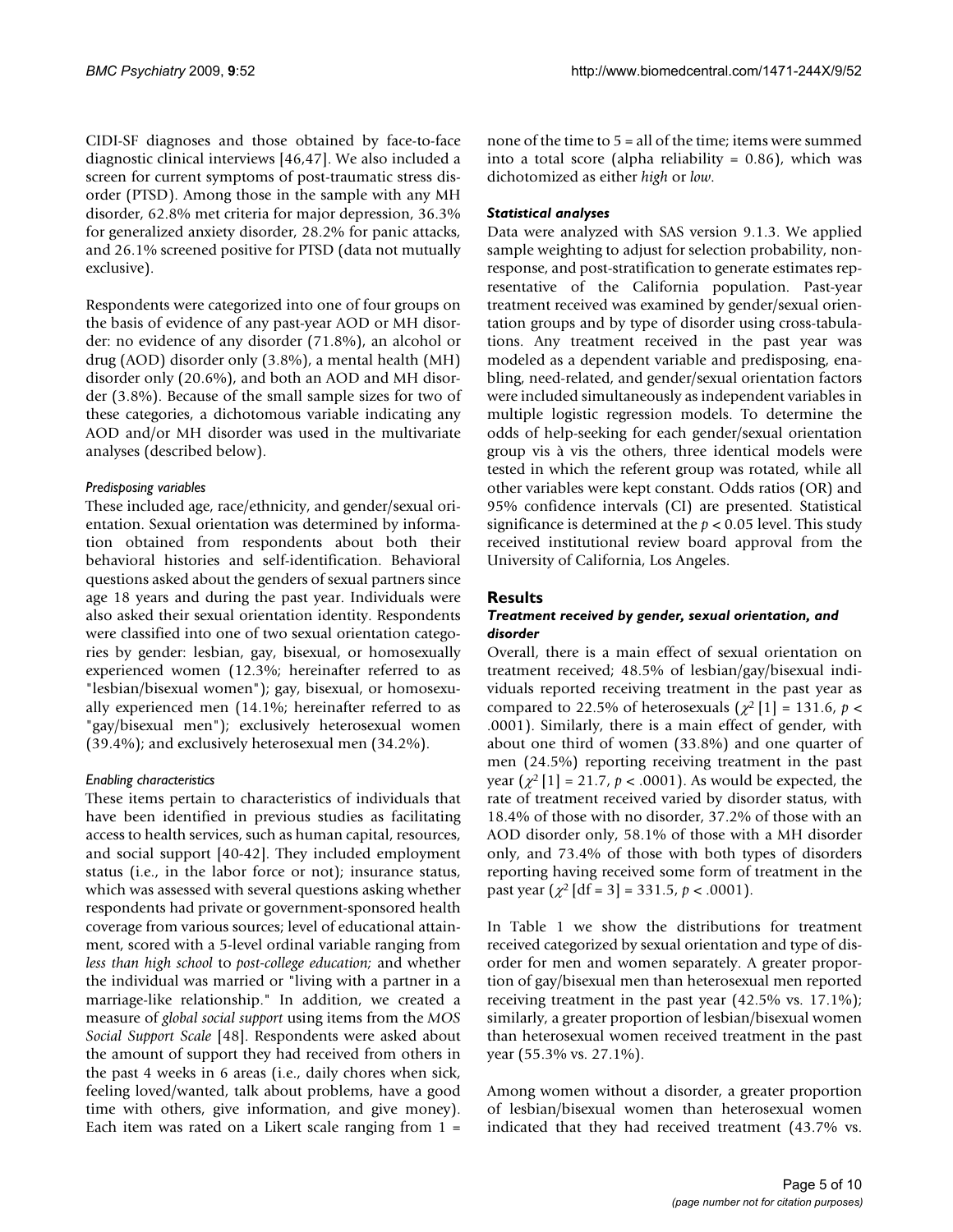CIDI-SF diagnoses and those obtained by face-to-face diagnostic clinical interviews [46,47]. We also included a screen for current symptoms of post-traumatic stress disorder (PTSD). Among those in the sample with any MH disorder, 62.8% met criteria for major depression, 36.3% for generalized anxiety disorder, 28.2% for panic attacks, and 26.1% screened positive for PTSD (data not mutually exclusive).

Respondents were categorized into one of four groups on the basis of evidence of any past-year AOD or MH disorder: no evidence of any disorder (71.8%), an alcohol or drug (AOD) disorder only (3.8%), a mental health (MH) disorder only (20.6%), and both an AOD and MH disorder (3.8%). Because of the small sample sizes for two of these categories, a dichotomous variable indicating any AOD and/or MH disorder was used in the multivariate analyses (described below).

#### *Predisposing variables*

These included age, race/ethnicity, and gender/sexual orientation. Sexual orientation was determined by information obtained from respondents about both their behavioral histories and self-identification. Behavioral questions asked about the genders of sexual partners since age 18 years and during the past year. Individuals were also asked their sexual orientation identity. Respondents were classified into one of two sexual orientation categories by gender: lesbian, gay, bisexual, or homosexually experienced women (12.3%; hereinafter referred to as "lesbian/bisexual women"); gay, bisexual, or homosexually experienced men (14.1%; hereinafter referred to as "gay/bisexual men"); exclusively heterosexual women (39.4%); and exclusively heterosexual men (34.2%).

#### *Enabling characteristics*

These items pertain to characteristics of individuals that have been identified in previous studies as facilitating access to health services, such as human capital, resources, and social support [40-42]. They included employment status (i.e., in the labor force or not); insurance status, which was assessed with several questions asking whether respondents had private or government-sponsored health coverage from various sources; level of educational attainment, scored with a 5-level ordinal variable ranging from *less than high school* to *post-college education;* and whether the individual was married or "living with a partner in a marriage-like relationship." In addition, we created a measure of *global social support* using items from the *MOS Social Support Scale* [48]. Respondents were asked about the amount of support they had received from others in the past 4 weeks in 6 areas (i.e., daily chores when sick, feeling loved/wanted, talk about problems, have a good time with others, give information, and give money). Each item was rated on a Likert scale ranging from 1 = none of the time to 5 = all of the time; items were summed into a total score (alpha reliability = 0.86), which was dichotomized as either *high* or *low.*

### *Statistical analyses*

Data were analyzed with SAS version 9.1.3. We applied sample weighting to adjust for selection probability, nonresponse, and post-stratification to generate estimates representative of the California population. Past-year treatment received was examined by gender/sexual orientation groups and by type of disorder using cross-tabulations. Any treatment received in the past year was modeled as a dependent variable and predisposing, enabling, need-related, and gender/sexual orientation factors were included simultaneously as independent variables in multiple logistic regression models. To determine the odds of help-seeking for each gender/sexual orientation group vis à vis the others, three identical models were tested in which the referent group was rotated, while all other variables were kept constant. Odds ratios (OR) and 95% confidence intervals (CI) are presented. Statistical significance is determined at the $p < 0.05$ level. This study received institutional review board approval from the University of California, Los Angeles.

## Results

### *Treatment received by gender, sexual orientation, and disorder*

Overall, there is a main effect of sexual orientation on treatment received; 48.5% of lesbian/gay/bisexual individuals reported receiving treatment in the past year as compared to 22.5% of heterosexuals ($\chi^2$ [1] = 131.6, $p <$ .0001). Similarly, there is a main effect of gender, with about one third of women (33.8%) and one quarter of men (24.5%) reporting receiving treatment in the past year ($\chi^2$ [1] = 21.7, $p <$ .0001). As would be expected, the rate of treatment received varied by disorder status, with 18.4% of those with no disorder, 37.2% of those with an AOD disorder only, 58.1% of those with a MH disorder only, and 73.4% of those with both types of disorders reporting having received some form of treatment in the past year ($\chi^2$ [df = 3] = 331.5, $p <$ .0001).

In Table 1 we show the distributions for treatment received categorized by sexual orientation and type of disorder for men and women separately. A greater proportion of gay/bisexual men than heterosexual men reported receiving treatment in the past year (42.5% vs. 17.1%); similarly, a greater proportion of lesbian/bisexual women than heterosexual women received treatment in the past year (55.3% vs. 27.1%).

Among women without a disorder, a greater proportion of lesbian/bisexual women than heterosexual women indicated that they had received treatment (43.7% vs.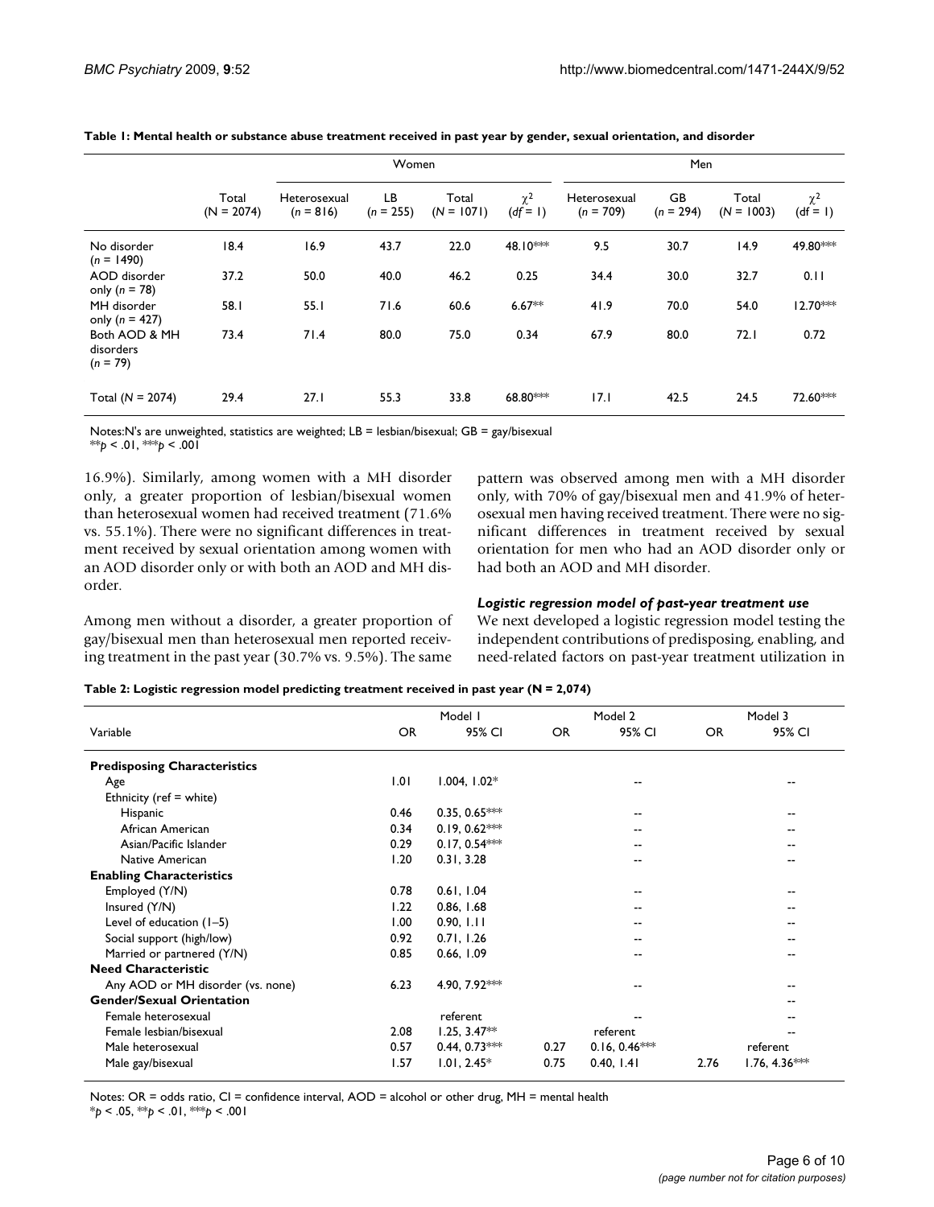**Table 1: Mental health or substance abuse treatment received in past year by gender, sexual orientation, and disorder**

| | | Women | | | | Men | | | |
|---|---|---|---|---|---|---|---|---|---|
| | Total (N = 2074) | Heterosexual ($n$ = 816) | LB ($n$ = 255) | Total ($N$ = 1071) | $\chi^2$ ($df$ = 1) | Heterosexual ($n$ = 709) | GB ($n$ = 294) | Total ($N$ = 1003) | $\chi^2$ (df = 1) |
| No disorder ($n$ = 1490) | 18.4 | 16.9 | 43.7 | 22.0 | 48.10*** | 9.5 | 30.7 | 14.9 | 49.80*** |
| AOD disorder only ($n$ = 78) | 37.2 | 50.0 | 40.0 | 46.2 | 0.25 | 34.4 | 30.0 | 32.7 | 0.11 |
| MH disorder only ($n$ = 427) | 58.1 | 55.1 | 71.6 | 60.6 | 6.67** | 41.9 | 70.0 | 54.0 | 12.70*** |
| Both AOD & MH disorders ($n$ = 79) | 73.4 | 71.4 | 80.0 | 75.0 | 0.34 | 67.9 | 80.0 | 72.1 | 0.72 |
| Total ($N$ = 2074) | 29.4 | 27.1 | 55.3 | 33.8 | 68.80*** | 17.1 | 42.5 | 24.5 | 72.60*** |

Notes:N's are unweighted, statistics are weighted; LB = lesbian/bisexual; GB = gay/bisexual
**$p$ < .01, ***$p$ < .001

16.9%). Similarly, among women with a MH disorder only, a greater proportion of lesbian/bisexual women than heterosexual women had received treatment (71.6% vs. 55.1%). There were no significant differences in treatment received by sexual orientation among women with an AOD disorder only or with both an AOD and MH disorder.

Among men without a disorder, a greater proportion of gay/bisexual men than heterosexual men reported receiving treatment in the past year (30.7% vs. 9.5%). The same pattern was observed among men with a MH disorder only, with 70% of gay/bisexual men and 41.9% of heterosexual men having received treatment. There were no significant differences in treatment received by sexual orientation for men who had an AOD disorder only or had both an AOD and MH disorder.

### *Logistic regression model of past-year treatment use*

We next developed a logistic regression model testing the independent contributions of predisposing, enabling, and need-related factors on past-year treatment utilization in

**Table 2: Logistic regression model predicting treatment received in past year (N = 2,074)**

| | Model 1 | | Model 2 | | Model 3 | |
|---|---|---|---|---|---|---|
| Variable | OR | 95% CI | OR | 95% CI | OR | 95% CI |
| **Predisposing Characteristics** | | | | | | |
| Age | 1.01 | 1.004, 1.02* | | -- | | -- |
| Ethnicity (ref = white) | | | | | | |
| Hispanic | 0.46 | 0.35, 0.65*** | | -- | | -- |
| African American | 0.34 | 0.19, 0.62*** | | -- | | -- |
| Asian/Pacific Islander | 0.29 | 0.17, 0.54*** | | -- | | -- |
| Native American | 1.20 | 0.31, 3.28 | | -- | | -- |
| **Enabling Characteristics** | | | | | | |
| Employed (Y/N) | 0.78 | 0.61, 1.04 | | -- | | -- |
| Insured (Y/N) | 1.22 | 0.86, 1.68 | | -- | | -- |
| Level of education (1–5) | 1.00 | 0.90, 1.11 | | -- | | -- |
| Social support (high/low) | 0.92 | 0.71, 1.26 | | -- | | -- |
| Married or partnered (Y/N) | 0.85 | 0.66, 1.09 | | -- | | -- |
| **Need Characteristic** | | | | | | |
| Any AOD or MH disorder (vs. none) | 6.23 | 4.90, 7.92*** | | -- | | -- |
| **Gender/Sexual Orientation** | | | | | | -- |
| Female heterosexual | | referent | | -- | | -- |
| Female lesbian/bisexual | 2.08 | 1.25, 3.47** | | referent | | -- |
| Male heterosexual | 0.57 | 0.44, 0.73*** | 0.27 | 0.16, 0.46*** | | referent |
| Male gay/bisexual | 1.57 | 1.01, 2.45* | 0.75 | 0.40, 1.41 | 2.76 | 1.76, 4.36*** |

Notes: OR = odds ratio, CI = confidence interval, AOD = alcohol or other drug, MH = mental health
*$p$ < .05, **$p$ < .01, ***$p$ < .001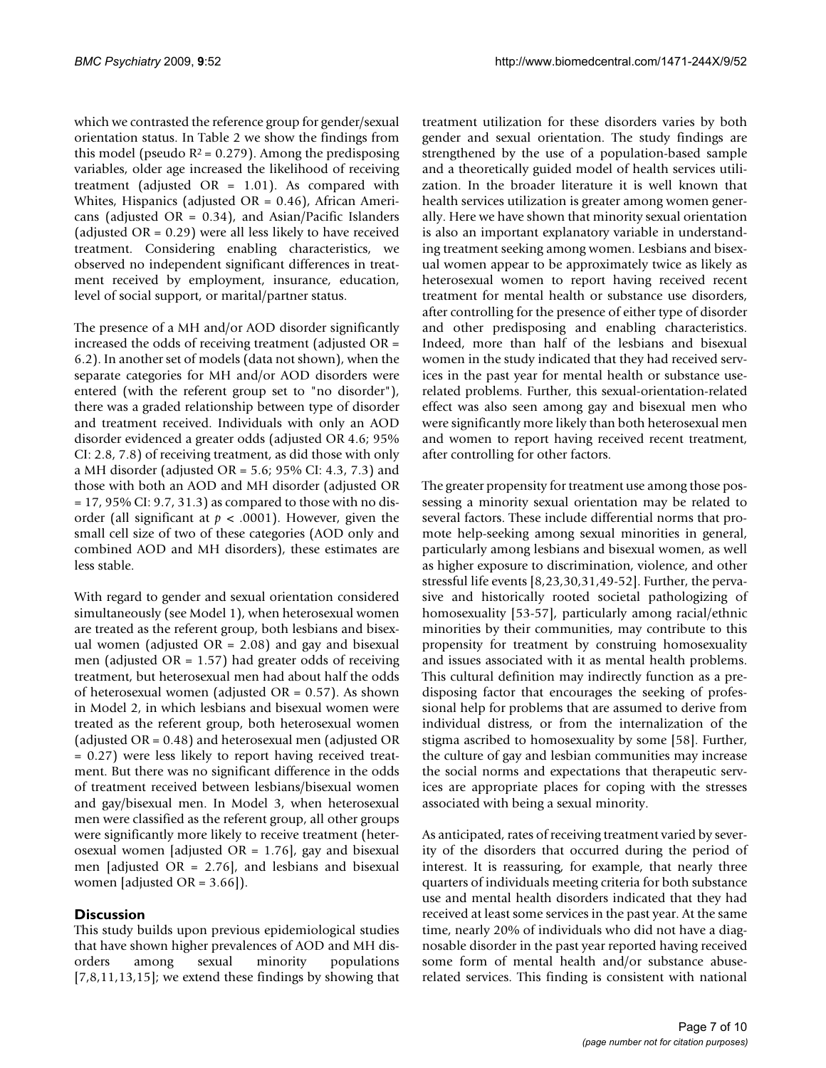which we contrasted the reference group for gender/sexual orientation status. In Table 2 we show the findings from this model (pseudo $R^2 = 0.279$). Among the predisposing variables, older age increased the likelihood of receiving treatment (adjusted OR = 1.01). As compared with Whites, Hispanics (adjusted OR = 0.46), African Americans (adjusted OR = 0.34), and Asian/Pacific Islanders (adjusted OR = 0.29) were all less likely to have received treatment. Considering enabling characteristics, we observed no independent significant differences in treatment received by employment, insurance, education, level of social support, or marital/partner status.

The presence of a MH and/or AOD disorder significantly increased the odds of receiving treatment (adjusted OR = 6.2). In another set of models (data not shown), when the separate categories for MH and/or AOD disorders were entered (with the referent group set to "no disorder"), there was a graded relationship between type of disorder and treatment received. Individuals with only an AOD disorder evidenced a greater odds (adjusted OR 4.6; 95% CI: 2.8, 7.8) of receiving treatment, as did those with only a MH disorder (adjusted OR = 5.6; 95% CI: 4.3, 7.3) and those with both an AOD and MH disorder (adjusted OR = 17, 95% CI: 9.7, 31.3) as compared to those with no disorder (all significant at $p < .0001$). However, given the small cell size of two of these categories (AOD only and combined AOD and MH disorders), these estimates are less stable.

With regard to gender and sexual orientation considered simultaneously (see Model 1), when heterosexual women are treated as the referent group, both lesbians and bisexual women (adjusted OR = 2.08) and gay and bisexual men (adjusted OR = 1.57) had greater odds of receiving treatment, but heterosexual men had about half the odds of heterosexual women (adjusted OR = 0.57). As shown in Model 2, in which lesbians and bisexual women were treated as the referent group, both heterosexual women (adjusted OR = 0.48) and heterosexual men (adjusted OR = 0.27) were less likely to report having received treatment. But there was no significant difference in the odds of treatment received between lesbians/bisexual women and gay/bisexual men. In Model 3, when heterosexual men were classified as the referent group, all other groups were significantly more likely to receive treatment (heterosexual women [adjusted OR = 1.76], gay and bisexual men [adjusted OR = 2.76], and lesbians and bisexual women [adjusted OR = 3.66]).

## Discussion

This study builds upon previous epidemiological studies that have shown higher prevalences of AOD and MH disorders among sexual minority populations [7,8,11,13,15]; we extend these findings by showing that treatment utilization for these disorders varies by both gender and sexual orientation. The study findings are strengthened by the use of a population-based sample and a theoretically guided model of health services utilization. In the broader literature it is well known that health services utilization is greater among women generally. Here we have shown that minority sexual orientation is also an important explanatory variable in understanding treatment seeking among women. Lesbians and bisexual women appear to be approximately twice as likely as heterosexual women to report having received recent treatment for mental health or substance use disorders, after controlling for the presence of either type of disorder and other predisposing and enabling characteristics. Indeed, more than half of the lesbians and bisexual women in the study indicated that they had received services in the past year for mental health or substance use-related problems. Further, this sexual-orientation-related effect was also seen among gay and bisexual men who were significantly more likely than both heterosexual men and women to report having received recent treatment, after controlling for other factors.

The greater propensity for treatment use among those possessing a minority sexual orientation may be related to several factors. These include differential norms that promote help-seeking among sexual minorities in general, particularly among lesbians and bisexual women, as well as higher exposure to discrimination, violence, and other stressful life events [8,23,30,31,49-52]. Further, the pervasive and historically rooted societal pathologizing of homosexuality [53-57], particularly among racial/ethnic minorities by their communities, may contribute to this propensity for treatment by construing homosexuality and issues associated with it as mental health problems. This cultural definition may indirectly function as a predisposing factor that encourages the seeking of professional help for problems that are assumed to derive from individual distress, or from the internalization of the stigma ascribed to homosexuality by some [58]. Further, the culture of gay and lesbian communities may increase the social norms and expectations that therapeutic services are appropriate places for coping with the stresses associated with being a sexual minority.

As anticipated, rates of receiving treatment varied by severity of the disorders that occurred during the period of interest. It is reassuring, for example, that nearly three quarters of individuals meeting criteria for both substance use and mental health disorders indicated that they had received at least some services in the past year. At the same time, nearly 20% of individuals who did not have a diagnosable disorder in the past year reported having received some form of mental health and/or substance abuse-related services. This finding is consistent with national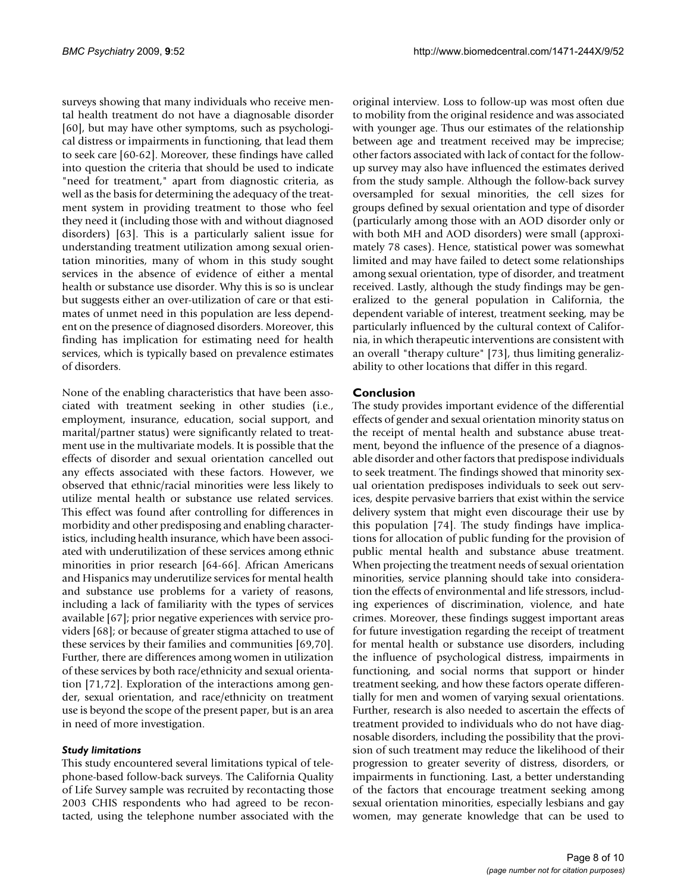surveys showing that many individuals who receive mental health treatment do not have a diagnosable disorder [60], but may have other symptoms, such as psychological distress or impairments in functioning, that lead them to seek care [60-62]. Moreover, these findings have called into question the criteria that should be used to indicate "need for treatment," apart from diagnostic criteria, as well as the basis for determining the adequacy of the treatment system in providing treatment to those who feel they need it (including those with and without diagnosed disorders) [63]. This is a particularly salient issue for understanding treatment utilization among sexual orientation minorities, many of whom in this study sought services in the absence of evidence of either a mental health or substance use disorder. Why this is so is unclear but suggests either an over-utilization of care or that estimates of unmet need in this population are less dependent on the presence of diagnosed disorders. Moreover, this finding has implication for estimating need for health services, which is typically based on prevalence estimates of disorders.

None of the enabling characteristics that have been associated with treatment seeking in other studies (i.e., employment, insurance, education, social support, and marital/partner status) were significantly related to treatment use in the multivariate models. It is possible that the effects of disorder and sexual orientation cancelled out any effects associated with these factors. However, we observed that ethnic/racial minorities were less likely to utilize mental health or substance use related services. This effect was found after controlling for differences in morbidity and other predisposing and enabling characteristics, including health insurance, which have been associated with underutilization of these services among ethnic minorities in prior research [64-66]. African Americans and Hispanics may underutilize services for mental health and substance use problems for a variety of reasons, including a lack of familiarity with the types of services available [67]; prior negative experiences with service providers [68]; or because of greater stigma attached to use of these services by their families and communities [69,70]. Further, there are differences among women in utilization of these services by both race/ethnicity and sexual orientation [71,72]. Exploration of the interactions among gender, sexual orientation, and race/ethnicity on treatment use is beyond the scope of the present paper, but is an area in need of more investigation.

### *Study limitations*

This study encountered several limitations typical of telephone-based follow-back surveys. The California Quality of Life Survey sample was recruited by recontacting those 2003 CHIS respondents who had agreed to be recontacted, using the telephone number associated with the original interview. Loss to follow-up was most often due to mobility from the original residence and was associated with younger age. Thus our estimates of the relationship between age and treatment received may be imprecise; other factors associated with lack of contact for the follow-up survey may also have influenced the estimates derived from the study sample. Although the follow-back survey oversampled for sexual minorities, the cell sizes for groups defined by sexual orientation and type of disorder (particularly among those with an AOD disorder only or with both MH and AOD disorders) were small (approximately 78 cases). Hence, statistical power was somewhat limited and may have failed to detect some relationships among sexual orientation, type of disorder, and treatment received. Lastly, although the study findings may be generalized to the general population in California, the dependent variable of interest, treatment seeking, may be particularly influenced by the cultural context of California, in which therapeutic interventions are consistent with an overall "therapy culture" [73], thus limiting generalizability to other locations that differ in this regard.

## Conclusion

The study provides important evidence of the differential effects of gender and sexual orientation minority status on the receipt of mental health and substance abuse treatment, beyond the influence of the presence of a diagnosable disorder and other factors that predispose individuals to seek treatment. The findings showed that minority sexual orientation predisposes individuals to seek out services, despite pervasive barriers that exist within the service delivery system that might even discourage their use by this population [74]. The study findings have implications for allocation of public funding for the provision of public mental health and substance abuse treatment. When projecting the treatment needs of sexual orientation minorities, service planning should take into consideration the effects of environmental and life stressors, including experiences of discrimination, violence, and hate crimes. Moreover, these findings suggest important areas for future investigation regarding the receipt of treatment for mental health or substance use disorders, including the influence of psychological distress, impairments in functioning, and social norms that support or hinder treatment seeking, and how these factors operate differentially for men and women of varying sexual orientations. Further, research is also needed to ascertain the effects of treatment provided to individuals who do not have diagnosable disorders, including the possibility that the provision of such treatment may reduce the likelihood of their progression to greater severity of distress, disorders, or impairments in functioning. Last, a better understanding of the factors that encourage treatment seeking among sexual orientation minorities, especially lesbians and gay women, may generate knowledge that can be used to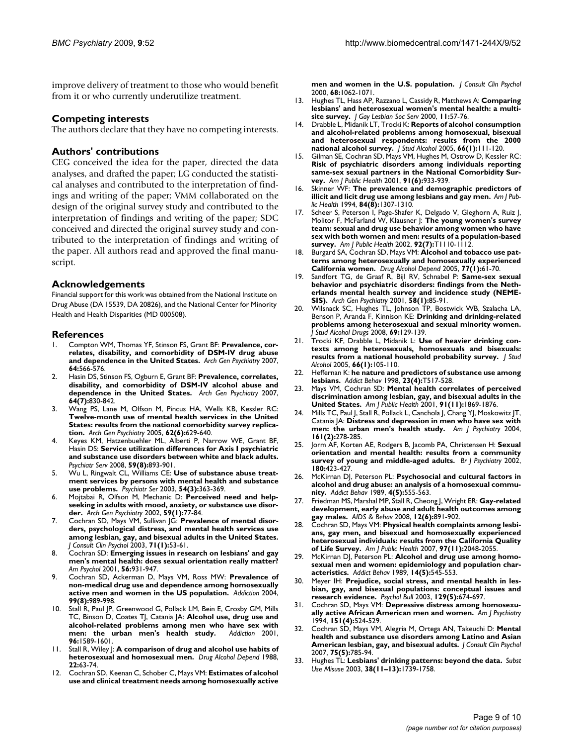improve delivery of treatment to those who would benefit from it or who currently underutilize treatment.

## Competing interests

The authors declare that they have no competing interests.

## Authors' contributions

CEG conceived the idea for the paper, directed the data analyses, and drafted the paper; LG conducted the statistical analyses and contributed to the interpretation of findings and writing of the paper; VMM collaborated on the design of the original survey study and contributed to the interpretation of findings and writing of the paper; SDC conceived and directed the original survey study and contributed to the interpretation of findings and writing of the paper. All authors read and approved the final manuscript.

## Acknowledgements

Financial support for this work was obtained from the National Institute on Drug Abuse (DA 15539, DA 20826), and the National Center for Minority Health and Health Disparities (MD 000508).

## References

1. Compton WM, Thomas YF, Stinson FS, Grant BF: **Prevalence, correlates, disability, and comorbidity of DSM-IV drug abuse and dependence in the United States.** *Arch Gen Psychiatry* 2007, **64:**566-576.
2. Hasin DS, Stinson FS, Ogburn E, Grant BF: **Prevalence, correlates, disability, and comorbidity of DSM-IV alcohol abuse and dependence in the United States.** *Arch Gen Psychiatry* 2007, **64(7):**830-842.
3. Wang PS, Lane M, Olfson M, Pincus HA, Wells KB, Kessler RC: **Twelve-month use of mental health services in the United States: results from the national comorbidity survey replication.** *Arch Gen Psychiatry* 2005, **62(6):**629-640.
4. Keyes KM, Hatzenbuehler ML, Alberti P, Narrow WE, Grant BF, Hasin DS: **Service utilization differences for Axis I psychiatric and substance use disorders between white and black adults.** *Psychiatr Serv* 2008, **59(8):**893-901.
5. Wu L, Ringwalt CL, Williams CE: **Use of substance abuse treatment services by persons with mental health and substance use problems.** *Psychiatr Ser* 2003, **54(3):**363-369.
6. Mojtabai R, Olfson M, Mechanic D: **Perceived need and help-seeking in adults with mood, anxiety, or substance use disorder.** *Arch Gen Psychiatry* 2002, **59(1):**77-84.
7. Cochran SD, Mays VM, Sullivan JG: **Prevalence of mental disorders, psychological distress, and mental health services use among lesbian, gay, and bisexual adults in the United States.** *J Consult Clin Psychol* 2003, **71(1):**53-61.
8. Cochran SD: **Emerging issues in research on lesbians' and gay men's mental health: does sexual orientation really matter?** *Am Psychol* 2001, **56:**931-947.
9. Cochran SD, Ackerman D, Mays VM, Ross MW: **Prevalence of non-medical drug use and dependence among homosexually active men and women in the US population.** *Addiction* 2004, **99(8):**989-998.
10. Stall R, Paul JP, Greenwood G, Pollack LM, Bein E, Crosby GM, Mills TC, Binson D, Coates TJ, Catania JA: **Alcohol use, drug use and alcohol-related problems among men who have sex with men: the urban men's health study.** *Addiction* 2001, **96:**1589-1601.
11. Stall R, Wiley J: **A comparison of drug and alcohol use habits of heterosexual and homosexual men.** *Drug Alcohol Depend* 1988, **22:**63-74.
12. Cochran SD, Keenan C, Schober C, Mays VM: **Estimates of alcohol use and clinical treatment needs among homosexually active men and women in the U.S. population.** *J Consult Clin Psychol* 2000, **68:**1062-1071.
13. Hughes TL, Hass AP, Razzano L, Cassidy R, Matthews A: **Comparing lesbians' and heterosexual women's mental health: a multi-site survey.** *J Gay Lesbian Soc Serv* 2000, **11:**57-76.
14. Drabble L, Midanik LT, Trocki K: **Reports of alcohol consumption and alcohol-related problems among homosexual, bisexual and heterosexual respondents: results from the 2000 national alcohol survey.** *J Stud Alcohol* 2005, **66(1):**111-120.
15. Gilman SE, Cochran SD, Mays VM, Hughes M, Ostrow D, Kessler RC: **Risk of psychiatric disorders among individuals reporting same-sex sexual partners in the National Comorbidity Survey.** *Am J Public Health* 2001, **91(6):**933-939.
16. Skinner WF: **The prevalence and demographic predictors of illicit and licit drug use among lesbians and gay men.** *Am J Public Health* 1994, **84(8):**1307-1310.
17. Scheer S, Peterson I, Page-Shafer K, Delgado V, Gleghorn A, Ruiz J, Molitor F, McFarland W, Klausner J: **The young women's survey team: sexual and drug use behavior among women who have sex with both women and men: results of a population-based survey.** *Am J Public Health* 2002, **92(7):**T1110-1112.
18. Burgard SA, Cochran SD, Mays VM: **Alcohol and tobacco use patterns among heterosexually and homosexually experienced California women.** *Drug Alcohol Depend* 2005, **77(1):**61-70.
19. Sandfort TG, de Graaf R, Bijl RV, Schnabel P: **Same-sex sexual behavior and psychiatric disorders: findings from the Netherlands mental health survey and incidence study (NEMESIS).** *Arch Gen Psychiatry* 2001, **58(1):**85-91.
20. Wilsnack SC, Hughes TL, Johnson TP, Bostwick WB, Szalacha LA, Benson P, Aranda F, Kinnison KE: **Drinking and drinking-related problems among heterosexual and sexual minority women.** *J Stud Alcohol Drugs* 2008, **69:**129-139.
21. Trocki KF, Drabble L, Midanik L: **Use of heavier drinking contexts among heterosexuals, homosexuals and bisexuals: results from a national household probability survey.** *J Stud Alcohol* 2005, **66(1):**105-110.
22. Heffernan K: **he nature and predictors of substance use among lesbians.** *Addict Behav* 1998, **23(4):**T517-528.
23. Mays VM, Cochran SD: **Mental health correlates of perceived discrimination among lesbian, gay, and bisexual adults in the United States.** *Am J Public Health* 2001, **91(11):**1869-1876.
24. Mills TC, Paul J, Stall R, Pollack L, Canchola J, Chang YJ, Moskowitz JT, Catania JA: **Distress and depression in men who have sex with men: the urban men's health study.** *Am J Psychiatry* 2004, **161(2):**278-285.
25. Jorm AF, Korten AE, Rodgers B, Jacomb PA, Christensen H: **Sexual orientation and mental health: results from a community survey of young and middle-aged adults.** *Br J Psychiatry* 2002, **180:**423-427.
26. McKirnan DJ, Peterson PL: **Psychosocial and cultural factors in alcohol and drug abuse: an analysis of a homosexual community.** *Addict Behav* 1989, **4(5):**555-563.
27. Friedman MS, Marshal MP, Stall R, Cheong J, Wright ER: **Gay-related development, early abuse and adult health outcomes among gay males.** *AIDS & Behav* 2008, **12(6):**891-902.
28. Cochran SD, Mays VM: **Physical health complaints among lesbians, gay men, and bisexual and homosexually experienced heterosexual individuals: results from the California Quality of Life Survey.** *Am J Public Health* 2007, **97(11):**2048-2055.
29. McKirnan DJ, Peterson PL: **Alcohol and drug use among homosexual men and women: epidemiology and population characteristics.** *Addict Behav* 1989, **14(5):**545-553.
30. Meyer IH: **Prejudice, social stress, and mental health in lesbian, gay, and bisexual populations: conceptual issues and research evidence.** *Psychol Bull* 2003, **129(5):**674-697.
31. Cochran SD, Mays VM: **Depressive distress among homosexually active African American men and women.** *Am J Psychiatry* 1994, **151(4):**524-529.
32. Cochran SD, Mays VM, Alegria M, Ortega AN, Takeuchi D: **Mental health and substance use disorders among Latino and Asian American lesbian, gay, and bisexual adults.** *J Consult Clin Psychol* 2007, **75(5):**785-94.
33. Hughes TL: **Lesbians' drinking patterns: beyond the data.** *Subst Use Misuse* 2003, **38(11–13):**1739-1758.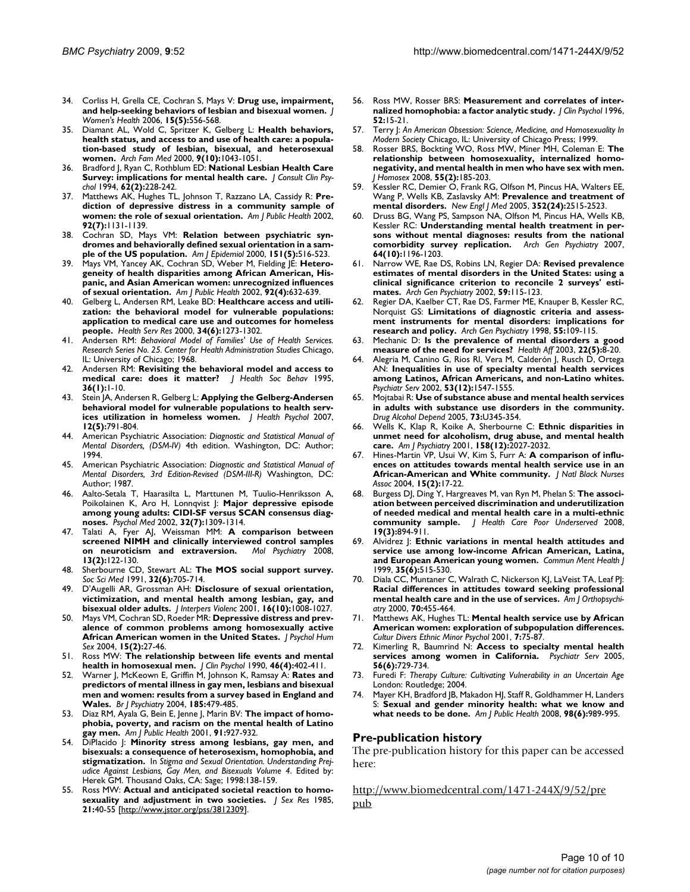34. Corliss H, Grella CE, Cochran S, Mays V: **Drug use, impairment, and help-seeking behaviors of lesbian and bisexual women.** *J Women's Health* 2006, **15(5):**556-568.
35. Diamant AL, Wold C, Spritzer K, Gelberg L: **Health behaviors, health status, and access to and use of health care: a population-based study of lesbian, bisexual, and heterosexual women.** *Arch Fam Med* 2000, **9(10):**1043-1051.
36. Bradford J, Ryan C, Rothblum ED: **National Lesbian Health Care Survey: implications for mental health care.** *J Consult Clin Psychol* 1994, **62(2):**228-242.
37. Matthews AK, Hughes TL, Johnson T, Razzano LA, Cassidy R: **Prediction of depressive distress in a community sample of women: the role of sexual orientation.** *Am J Public Health* 2002, **92(7):**1131-1139.
38. Cochran SD, Mays VM: **Relation between psychiatric syndromes and behaviorally defined sexual orientation in a sample of the US population.** *Am J Epidemiol* 2000, **151(5):**516-523.
39. Mays VM, Yancey AK, Cochran SD, Weber M, Fielding JE: **Heterogeneity of health disparities among African American, Hispanic, and Asian American women: unrecognized influences of sexual orientation.** *Am J Public Health* 2002, **92(4):**632-639.
40. Gelberg L, Andersen RM, Leake BD: **Healthcare access and utilization: the behavioral model for vulnerable populations: application to medical care use and outcomes for homeless people.** *Health Serv Res* 2000, **34(6):**1273-1302.
41. Andersen RM: *Behavioral Model of Families' Use of Health Services. Research Series No. 25. Center for Health Administration Studies* Chicago, IL: University of Chicago; 1968.
42. Andersen RM: **Revisiting the behavioral model and access to medical care: does it matter?** *J Health Soc Behav* 1995, **36(1):**1-10.
43. Stein JA, Andersen R, Gelberg L: **Applying the Gelberg-Andersen behavioral model for vulnerable populations to health services utilization in homeless women.** *J Health Psychol* 2007, **12(5):**791-804.
44. American Psychiatric Association: *Diagnostic and Statistical Manual of Mental Disorders, (DSM-IV)* 4th edition. Washington, DC: Author; 1994.
45. American Psychiatric Association: *Diagnostic and Statistical Manual of Mental Disorders, 3rd Edition-Revised (DSM-III-R)* Washington, DC: Author; 1987.
46. Aalto-Setala T, Haarasilta L, Marttunen M, Tuulio-Henriksson A, Poikolainen K, Aro H, Lonnqvist J: **Major depressive episode among young adults: CIDI-SF versus SCAN consensus diagnoses.** *Psychol Med* 2002, **32(7):**1309-1314.
47. Talati A, Fyer AJ, Weissman MM: **A comparison between screened NIMH and clinically interviewed control samples on neuroticism and extraversion.** *Mol Psychiatry* 2008, **13(2):**122-130.
48. Sherbourne CD, Stewart AL: **The MOS social support survey.** *Soc Sci Med* 1991, **32(6):**705-714.
49. D'Augelli AR, Grossman AH: **Disclosure of sexual orientation, victimization, and mental health among lesbian, gay, and bisexual older adults.** *J Interpers Violenc* 2001, **16(10):**1008-1027.
50. Mays VM, Cochran SD, Roeder MR: **Depressive distress and prevalence of common problems among homosexually active African American women in the United States.** *J Psychol Hum Sex* 2004, **15(2):**27-46.
51. Ross MW: **The relationship between life events and mental health in homosexual men.** *J Clin Psychol* 1990, **46(4):**402-411.
52. Warner J, McKeown E, Griffin M, Johnson K, Ramsay A: **Rates and predictors of mental illness in gay men, lesbians and bisexual men and women: results from a survey based in England and Wales.** *Br J Psychiatry* 2004, **185:**479-485.
53. Diaz RM, Ayala G, Bein E, Jenne J, Marin BV: **The impact of homophobia, poverty, and racism on the mental health of Latino gay men.** *Am J Public Health* 2001, **91:**927-932.
54. DiPlacido J: **Minority stress among lesbians, gay men, and bisexuals: a consequence of heterosexism, homophobia, and stigmatization.** In *Stigma and Sexual Orientation. Understanding Prejudice Against Lesbians, Gay Men, and Bisexuals Volume 4.* Edited by: Herek GM. Thousand Oaks, CA: Sage; 1998:138-159.
55. Ross MW: **Actual and anticipated societal reaction to homosexuality and adjustment in two societies.** *J Sex Res* 1985, **21:**40-55 [http://www.jstor.org/pss/3812309].
56. Ross MW, Rosser BRS: **Measurement and correlates of internalized homophobia: a factor analytic study.** *J Clin Psychol* 1996, **52:**15-21.
57. Terry J: *An American Obsession: Science, Medicine, and Homosexuality In Modern Society* Chicago, IL: University of Chicago Press; 1999.
58. Rosser BRS, Bockting WO, Ross MW, Miner MH, Coleman E: **The relationship between homosexuality, internalized homonegativity, and mental health in men who have sex with men.** *J Homosex* 2008, **55(2):**185-203.
59. Kessler RC, Demier O, Frank RG, Olfson M, Pincus HA, Walters EE, Wang P, Wells KB, Zaslavsky AM: **Prevalence and treatment of mental disorders.** *New Engl J Med* 2005, **352(24):**2515-2523.
60. Druss BG, Wang PS, Sampson NA, Olfson M, Pincus HA, Wells KB, Kessler RC: **Understanding mental health treatment in persons without mental diagnoses: results from the national comorbidity survey replication.** *Arch Gen Psychiatry* 2007, **64(10):**1196-1203.
61. Narrow WE, Rae DS, Robins LN, Regier DA: **Revised prevalence estimates of mental disorders in the United States: using a clinical significance criterion to reconcile 2 surveys' estimates.** *Arch Gen Psychiatry* 2002, **59:**115-123.
62. Regier DA, Kaelber CT, Rae DS, Farmer ME, Knauper B, Kessler RC, Norquist GS: **Limitations of diagnostic criteria and assessment instruments for mental disorders: implications for research and policy.** *Arch Gen Psychiatry* 1998, **55:**109-115.
63. Mechanic D: **Is the prevalence of mental disorders a good measure of the need for services?** *Health Aff* 2003, **22(5):**8-20.
64. Alegria M, Canino G, Rios RI, Vera M, Calderón J, Rusch D, Ortega AN: **Inequalities in use of specialty mental health services among Latinos, African Americans, and non-Latino whites.** *Psychiatr Serv* 2002, **53(12):**1547-1555.
65. Mojtabai R: **Use of substance abuse and mental health services in adults with substance use disorders in the community.** *Drug Alcohol Depend* 2005, **73:**U345-354.
66. Wells K, Klap R, Koike A, Sherbourne C: **Ethnic disparities in unmet need for alcoholism, drug abuse, and mental health care.** *Am J Psychiatry* 2001, **158(12):**2027-2032.
67. Hines-Martin VP, Usui W, Kim S, Furr A: **A comparison of influences on attitudes towards mental health service use in an African-American and White community.** *J Natl Black Nurses Assoc* 2004, **15(2):**17-22.
68. Burgess DJ, Ding Y, Hargreaves M, van Ryn M, Phelan S: **The association between perceived discrimination and underutilization of needed medical and mental health care in a multi-ethnic community sample.** *J Health Care Poor Underserved* 2008, **19(3):**894-911.
69. Alvidrez J: **Ethnic variations in mental health attitudes and service use among low-income African American, Latina, and European American young women.** *Commun Ment Health J* 1999, **35(6):**515-530.
70. Diala CC, Muntaner C, Walrath C, Nickerson KJ, LaVeist TA, Leaf PJ: **Racial differences in attitudes toward seeking professional mental health care and in the use of services.** *Am J Orthopsychiatry* 2000, **70:**455-464.
71. Matthews AK, Hughes TL: **Mental health service use by African American women: exploration of subpopulation differences.** *Cultur Divers Ethnic Minor Psychol* 2001, **7:**75-87.
72. Kimerling R, Baumrind N: **Access to specialty mental health services among women in California.** *Psychiatr Serv* 2005, **56(6):**729-734.
73. Furedi F: *Therapy Culture: Cultivating Vulnerability in an Uncertain Age* London: Routledge; 2004.
74. Mayer KH, Bradford JB, Makadon HJ, Staff R, Goldhammer H, Landers S: **Sexual and gender minority health: what we know and what needs to be done.** *Am J Public Health* 2008, **98(6):**989-995.

## Pre-publication history

The pre-publication history for this paper can be accessed here:

http://www.biomedcentral.com/1471-244X/9/52/prepub